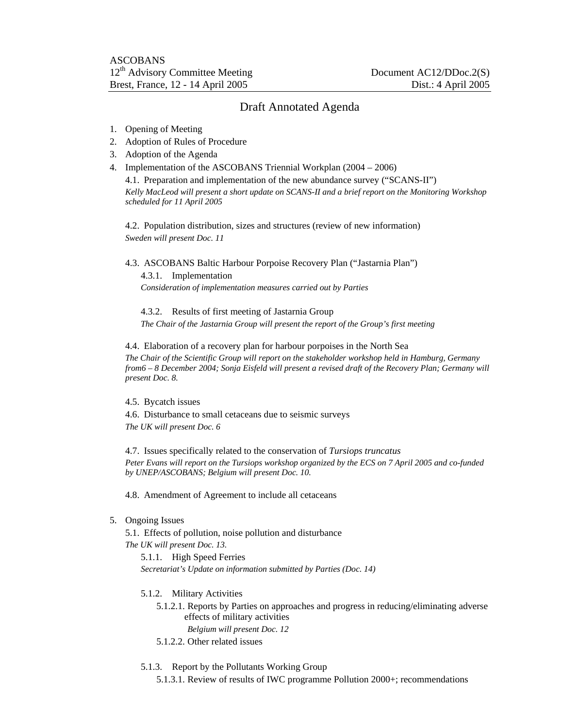ASCOBANS
12th Advisory Committee Meeting
Brest, France, 12 - 14 April 2005

Document AC12/DDoc.2(S)
Dist.: 4 April 2005

# Draft Annotated Agenda

1. Opening of Meeting
2. Adoption of Rules of Procedure
3. Adoption of the Agenda
4. Implementation of the ASCOBANS Triennial Workplan (2004 – 2006)

   4.1. Preparation and implementation of the new abundance survey ("SCANS-II")
   *Kelly MacLeod will present a short update on SCANS-II and a brief report on the Monitoring Workshop scheduled for 11 April 2005*

   4.2. Population distribution, sizes and structures (review of new information)
   *Sweden will present Doc. 11*

   4.3. ASCOBANS Baltic Harbour Porpoise Recovery Plan ("Jastarnia Plan")

   4.3.1. Implementation
   *Consideration of implementation measures carried out by Parties*

   4.3.2. Results of first meeting of Jastarnia Group
   *The Chair of the Jastarnia Group will present the report of the Group's first meeting*

   4.4. Elaboration of a recovery plan for harbour porpoises in the North Sea
   *The Chair of the Scientific Group will report on the stakeholder workshop held in Hamburg, Germany from6 – 8 December 2004; Sonja Eisfeld will present a revised draft of the Recovery Plan; Germany will present Doc. 8.*

   4.5. Bycatch issues

   4.6. Disturbance to small cetaceans due to seismic surveys
   *The UK will present Doc. 6*

   4.7. Issues specifically related to the conservation of *Tursiops truncatus*
   *Peter Evans will report on the Tursiops workshop organized by the ECS on 7 April 2005 and co-funded by UNEP/ASCOBANS; Belgium will present Doc. 10.*

   4.8. Amendment of Agreement to include all cetaceans

5. Ongoing Issues

   5.1. Effects of pollution, noise pollution and disturbance
   *The UK will present Doc. 13.*

   5.1.1. High Speed Ferries
   *Secretariat's Update on information submitted by Parties (Doc. 14)*

   5.1.2. Military Activities

   5.1.2.1. Reports by Parties on approaches and progress in reducing/eliminating adverse effects of military activities
   *Belgium will present Doc. 12*

   5.1.2.2. Other related issues

   5.1.3. Report by the Pollutants Working Group

   5.1.3.1. Review of results of IWC programme Pollution 2000+; recommendations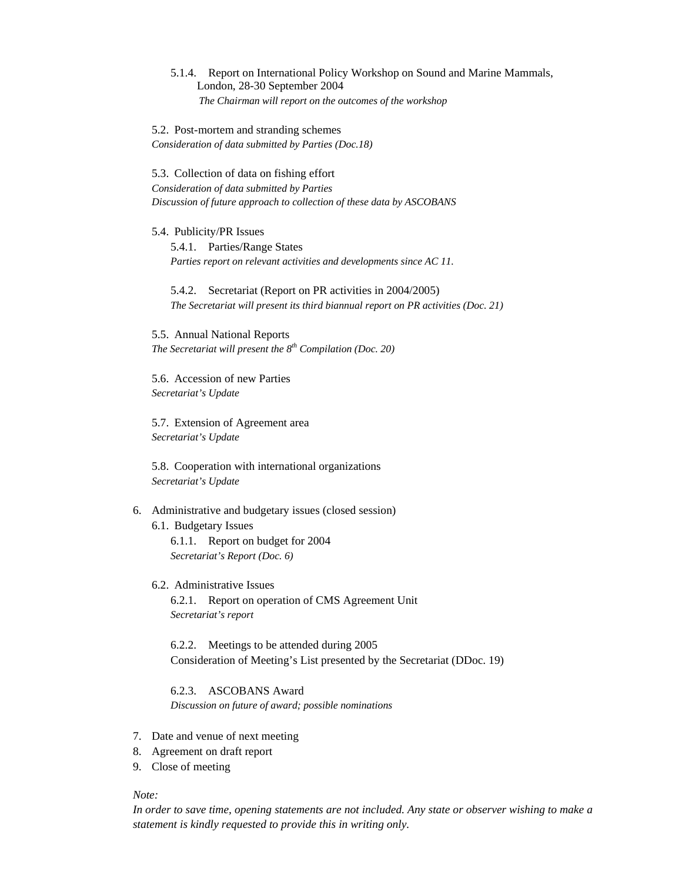5.1.4. Report on International Policy Workshop on Sound and Marine Mammals, London, 28-30 September 2004
*The Chairman will report on the outcomes of the workshop*

5.2. Post-mortem and stranding schemes
*Consideration of data submitted by Parties (Doc.18)*

5.3. Collection of data on fishing effort
*Consideration of data submitted by Parties*
*Discussion of future approach to collection of these data by ASCOBANS*

5.4. Publicity/PR Issues

5.4.1. Parties/Range States
*Parties report on relevant activities and developments since AC 11.*

5.4.2. Secretariat (Report on PR activities in 2004/2005)
*The Secretariat will present its third biannual report on PR activities (Doc. 21)*

5.5. Annual National Reports
*The Secretariat will present the 8th Compilation (Doc. 20)*

5.6. Accession of new Parties
*Secretariat's Update*

5.7. Extension of Agreement area
*Secretariat's Update*

5.8. Cooperation with international organizations
*Secretariat's Update*

6. Administrative and budgetary issues (closed session)

6.1. Budgetary Issues

6.1.1. Report on budget for 2004
*Secretariat's Report (Doc. 6)*

6.2. Administrative Issues

6.2.1. Report on operation of CMS Agreement Unit
*Secretariat's report*

6.2.2. Meetings to be attended during 2005
Consideration of Meeting's List presented by the Secretariat (DDoc. 19)

6.2.3. ASCOBANS Award
*Discussion on future of award; possible nominations*

7. Date and venue of next meeting
8. Agreement on draft report
9. Close of meeting

*Note:*
*In order to save time, opening statements are not included. Any state or observer wishing to make a statement is kindly requested to provide this in writing only.*